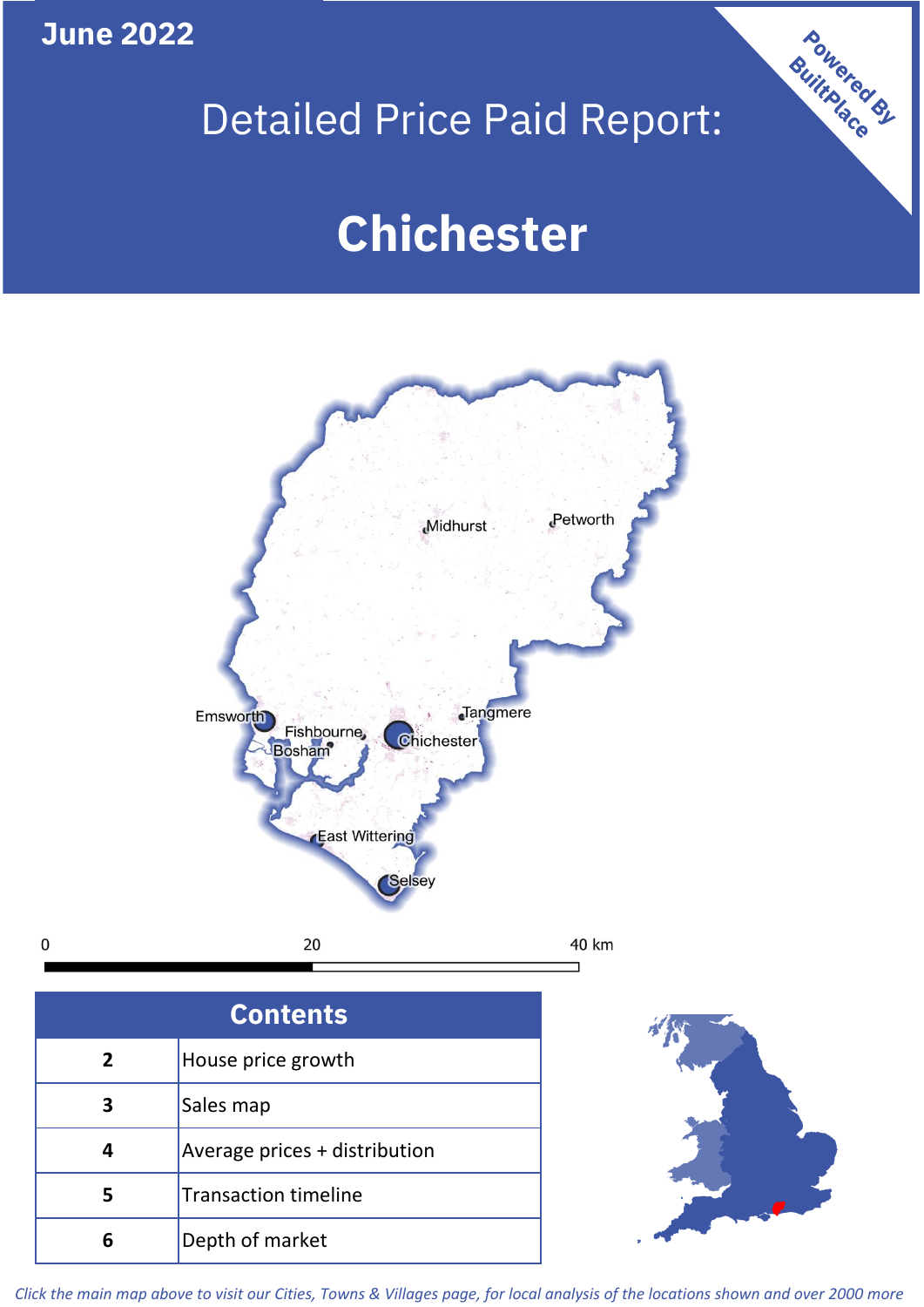June 2022

# Detailed Price Paid Report:

# Chichester

Powered By BuiltPlace

| Contents | |
|---|---|
| 2 | House price growth |
| 3 | Sales map |
| 4 | Average prices + distribution |
| 5 | Transaction timeline |
| 6 | Depth of market |

*Click the main map above to visit our Cities, Towns & Villages page, for local analysis of the locations shown and over 2000 more*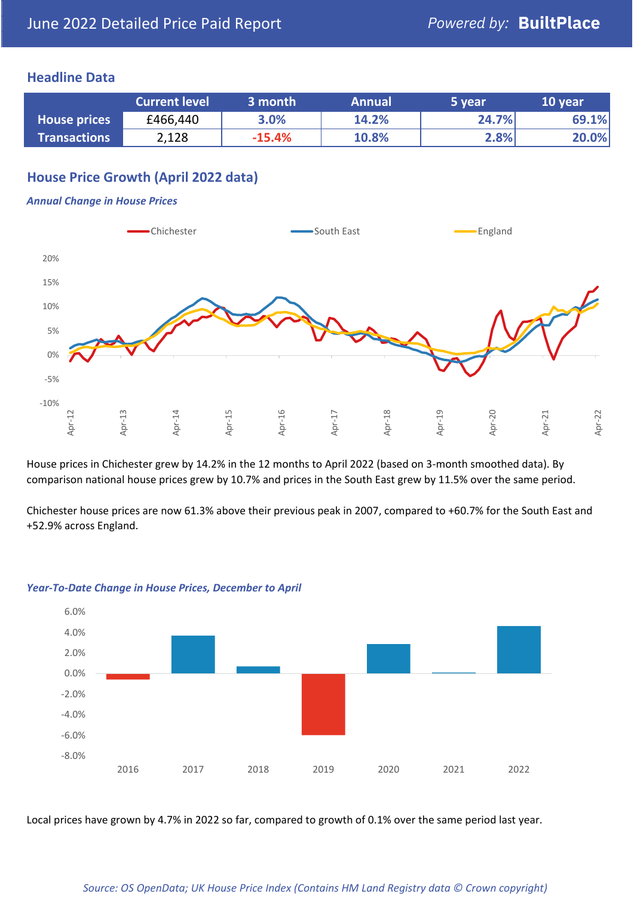June 2022 Detailed Price Paid Report

*Powered by:* **BuiltPlace**

## Headline Data

| | Current level | 3 month | Annual | 5 year | 10 year |
|---|---|---|---|---|---|
| **House prices** | £466,440 | 3.0% | 14.2% | 24.7% | 69.1% |
| **Transactions** | 2,128 | -15.4% | 10.8% | 2.8% | 20.0% |

## House Price Growth (April 2022 data)

### *Annual Change in House Prices*

House prices in Chichester grew by 14.2% in the 12 months to April 2022 (based on 3-month smoothed data). By comparison national house prices grew by 10.7% and prices in the South East grew by 11.5% over the same period.

Chichester house prices are now 61.3% above their previous peak in 2007, compared to +60.7% for the South East and +52.9% across England.

### *Year-To-Date Change in House Prices, December to April*

Local prices have grown by 4.7% in 2022 so far, compared to growth of 0.1% over the same period last year.

*Source: OS OpenData; UK House Price Index (Contains HM Land Registry data © Crown copyright)*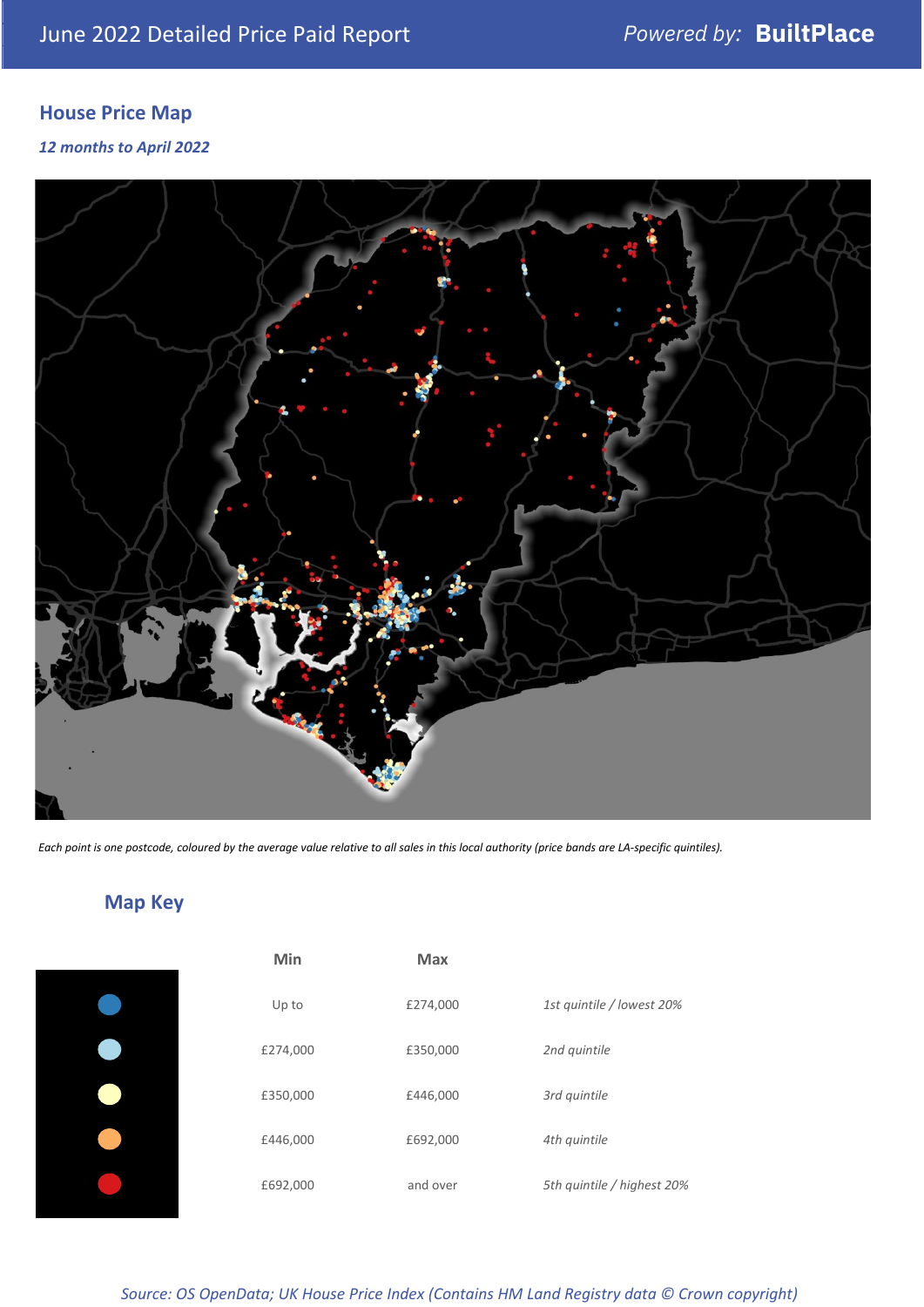# June 2022 Detailed Price Paid Report

*Powered by:* **BuiltPlace**

## House Price Map

*12 months to April 2022*

*Each point is one postcode, coloured by the average value relative to all sales in this local authority (price bands are LA-specific quintiles).*

## Map Key

| | Min | Max | |
|---|---|---|---|
| (dark blue) | Up to | £274,000 | *1st quintile / lowest 20%* |
| (light blue) | £274,000 | £350,000 | *2nd quintile* |
| (pale yellow) | £350,000 | £446,000 | *3rd quintile* |
| (orange) | £446,000 | £692,000 | *4th quintile* |
| (red) | £692,000 | and over | *5th quintile / highest 20%* |

*Source: OS OpenData; UK House Price Index (Contains HM Land Registry data © Crown copyright)*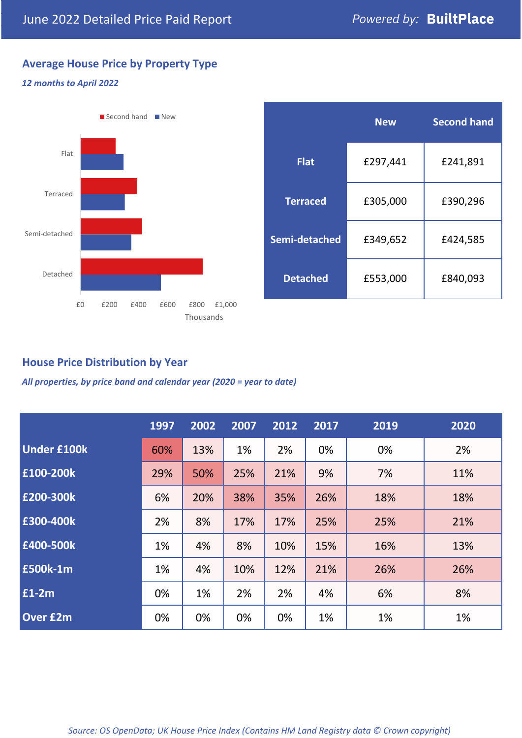# June 2022 Detailed Price Paid Report

*Powered by:* **BuiltPlace**

## Average House Price by Property Type

***12 months to April 2022***

|  | New | Second hand |
|---|---|---|
| **Flat** | £297,441 | £241,891 |
| **Terraced** | £305,000 | £390,296 |
| **Semi-detached** | £349,652 | £424,585 |
| **Detached** | £553,000 | £840,093 |

## House Price Distribution by Year

***All properties, by price band and calendar year (2020 = year to date)***

|  | 1997 | 2002 | 2007 | 2012 | 2017 | 2019 | 2020 |
|---|---|---|---|---|---|---|---|
| **Under £100k** | 60% | 13% | 1% | 2% | 0% | 0% | 2% |
| **£100-200k** | 29% | 50% | 25% | 21% | 9% | 7% | 11% |
| **£200-300k** | 6% | 20% | 38% | 35% | 26% | 18% | 18% |
| **£300-400k** | 2% | 8% | 17% | 17% | 25% | 25% | 21% |
| **£400-500k** | 1% | 4% | 8% | 10% | 15% | 16% | 13% |
| **£500k-1m** | 1% | 4% | 10% | 12% | 21% | 26% | 26% |
| **£1-2m** | 0% | 1% | 2% | 2% | 4% | 6% | 8% |
| **Over £2m** | 0% | 0% | 0% | 0% | 1% | 1% | 1% |

*Source: OS OpenData; UK House Price Index (Contains HM Land Registry data © Crown copyright)*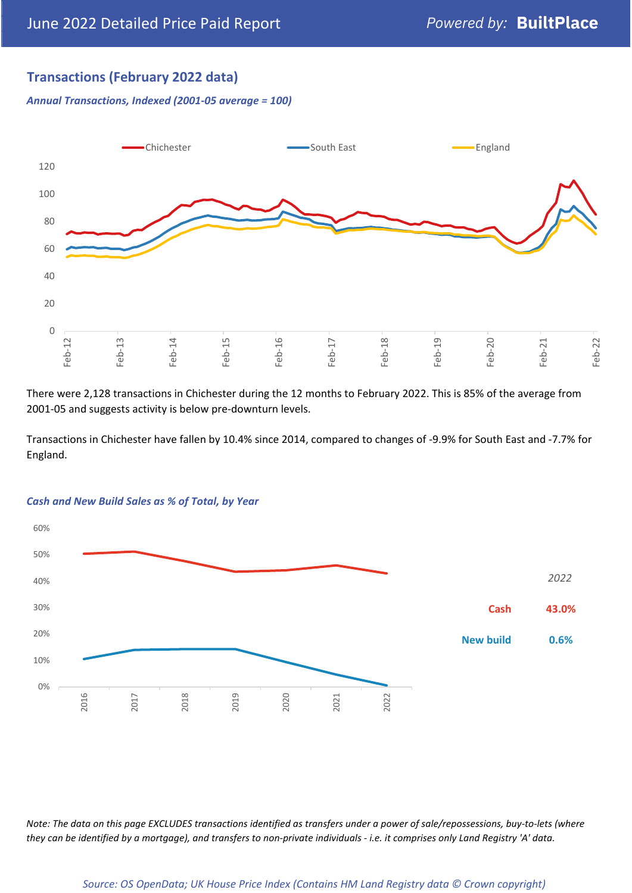## Transactions (February 2022 data)

*Annual Transactions, Indexed (2001-05 average = 100)*

There were 2,128 transactions in Chichester during the 12 months to February 2022. This is 85% of the average from 2001-05 and suggests activity is below pre-downturn levels.

Transactions in Chichester have fallen by 10.4% since 2014, compared to changes of -9.9% for South East and -7.7% for England.

*Cash and New Build Sales as % of Total, by Year*

| 2022 | |
|---|---|
| Cash | 43.0% |
| New build | 0.6% |

*Note: The data on this page EXCLUDES transactions identified as transfers under a power of sale/repossessions, buy-to-lets (where they can be identified by a mortgage), and transfers to non-private individuals - i.e. it comprises only Land Registry 'A' data.*

*Source: OS OpenData; UK House Price Index (Contains HM Land Registry data © Crown copyright)*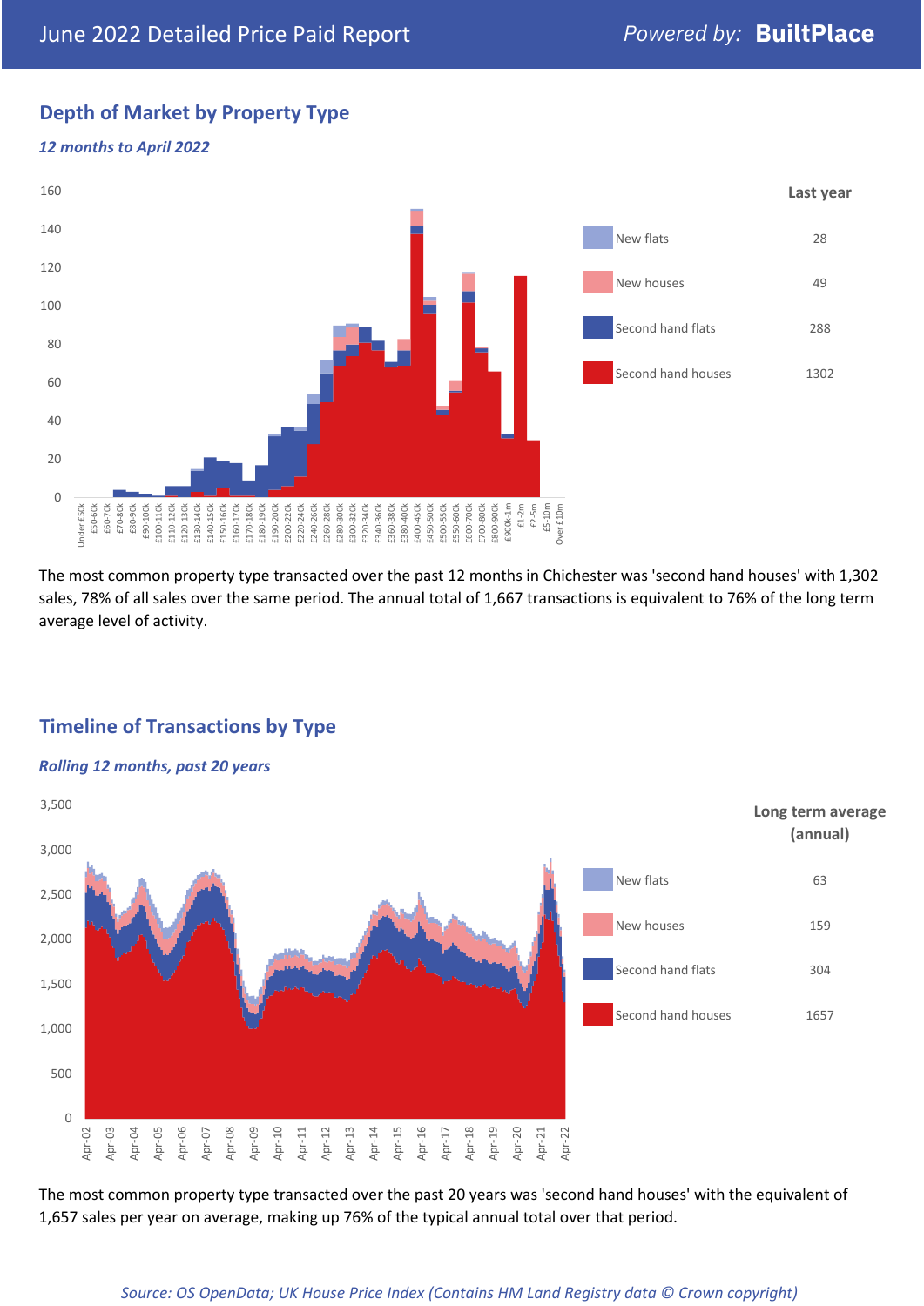June 2022 Detailed Price Paid Report

*Powered by:* **BuiltPlace**

## Depth of Market by Property Type

***12 months to April 2022***

160
140
120
100
80
60
40
20
0

Under £50k, £50-60k, £60-70k, £70-80k, £80-90k, £90-100k, £100-110k, £110-120k, £120-130k, £130-140k, £140-150k, £150-160k, £160-170k, £170-180k, £180-190k, £190-200k, £200-220k, £220-240k, £240-260k, £260-280k, £280-300k, £300-320k, £320-340k, £340-360k, £360-380k, £380-400k, £400-450k, £450-500k, £500-550k, £550-600k, £600-700k, £700-800k, £800-900k, £900k-1m, £1-2m, £2-5m, £5-10m, Over £10m

**Last year**

New flats 28
New houses 49
Second hand flats 288
Second hand houses 1302

The most common property type transacted over the past 12 months in Chichester was 'second hand houses' with 1,302 sales, 78% of all sales over the same period. The annual total of 1,667 transactions is equivalent to 76% of the long term average level of activity.

## Timeline of Transactions by Type

***Rolling 12 months, past 20 years***

3,500
3,000
2,500
2,000
1,500
1,000
500
0

Apr-02, Apr-03, Apr-04, Apr-05, Apr-06, Apr-07, Apr-08, Apr-09, Apr-10, Apr-11, Apr-12, Apr-13, Apr-14, Apr-15, Apr-16, Apr-17, Apr-18, Apr-19, Apr-20, Apr-21, Apr-22

**Long term average (annual)**

New flats 63
New houses 159
Second hand flats 304
Second hand houses 1657

The most common property type transacted over the past 20 years was 'second hand houses' with the equivalent of 1,657 sales per year on average, making up 76% of the typical annual total over that period.

*Source: OS OpenData; UK House Price Index (Contains HM Land Registry data © Crown copyright)*